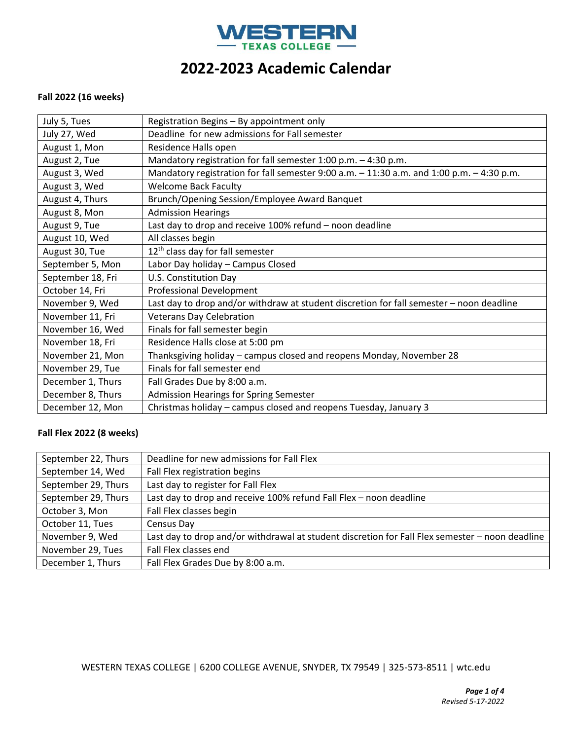# WESTERN TEXAS COLLEGE

# 2022-2023 Academic Calendar

**Fall 2022 (16 weeks)**

| | |
|---|---|
| July 5, Tues | Registration Begins – By appointment only |
| July 27, Wed | Deadline for new admissions for Fall semester |
| August 1, Mon | Residence Halls open |
| August 2, Tue | Mandatory registration for fall semester 1:00 p.m. – 4:30 p.m. |
| August 3, Wed | Mandatory registration for fall semester 9:00 a.m. – 11:30 a.m. and 1:00 p.m. – 4:30 p.m. |
| August 3, Wed | Welcome Back Faculty |
| August 4, Thurs | Brunch/Opening Session/Employee Award Banquet |
| August 8, Mon | Admission Hearings |
| August 9, Tue | Last day to drop and receive 100% refund – noon deadline |
| August 10, Wed | All classes begin |
| August 30, Tue | 12th class day for fall semester |
| September 5, Mon | Labor Day holiday – Campus Closed |
| September 18, Fri | U.S. Constitution Day |
| October 14, Fri | Professional Development |
| November 9, Wed | Last day to drop and/or withdraw at student discretion for fall semester – noon deadline |
| November 11, Fri | Veterans Day Celebration |
| November 16, Wed | Finals for fall semester begin |
| November 18, Fri | Residence Halls close at 5:00 pm |
| November 21, Mon | Thanksgiving holiday – campus closed and reopens Monday, November 28 |
| November 29, Tue | Finals for fall semester end |
| December 1, Thurs | Fall Grades Due by 8:00 a.m. |
| December 8, Thurs | Admission Hearings for Spring Semester |
| December 12, Mon | Christmas holiday – campus closed and reopens Tuesday, January 3 |

**Fall Flex 2022 (8 weeks)**

| | |
|---|---|
| September 22, Thurs | Deadline for new admissions for Fall Flex |
| September 14, Wed | Fall Flex registration begins |
| September 29, Thurs | Last day to register for Fall Flex |
| September 29, Thurs | Last day to drop and receive 100% refund Fall Flex – noon deadline |
| October 3, Mon | Fall Flex classes begin |
| October 11, Tues | Census Day |
| November 9, Wed | Last day to drop and/or withdrawal at student discretion for Fall Flex semester – noon deadline |
| November 29, Tues | Fall Flex classes end |
| December 1, Thurs | Fall Flex Grades Due by 8:00 a.m. |

WESTERN TEXAS COLLEGE | 6200 COLLEGE AVENUE, SNYDER, TX 79549 | 325-573-8511 | wtc.edu

*Revised 5-17-2022*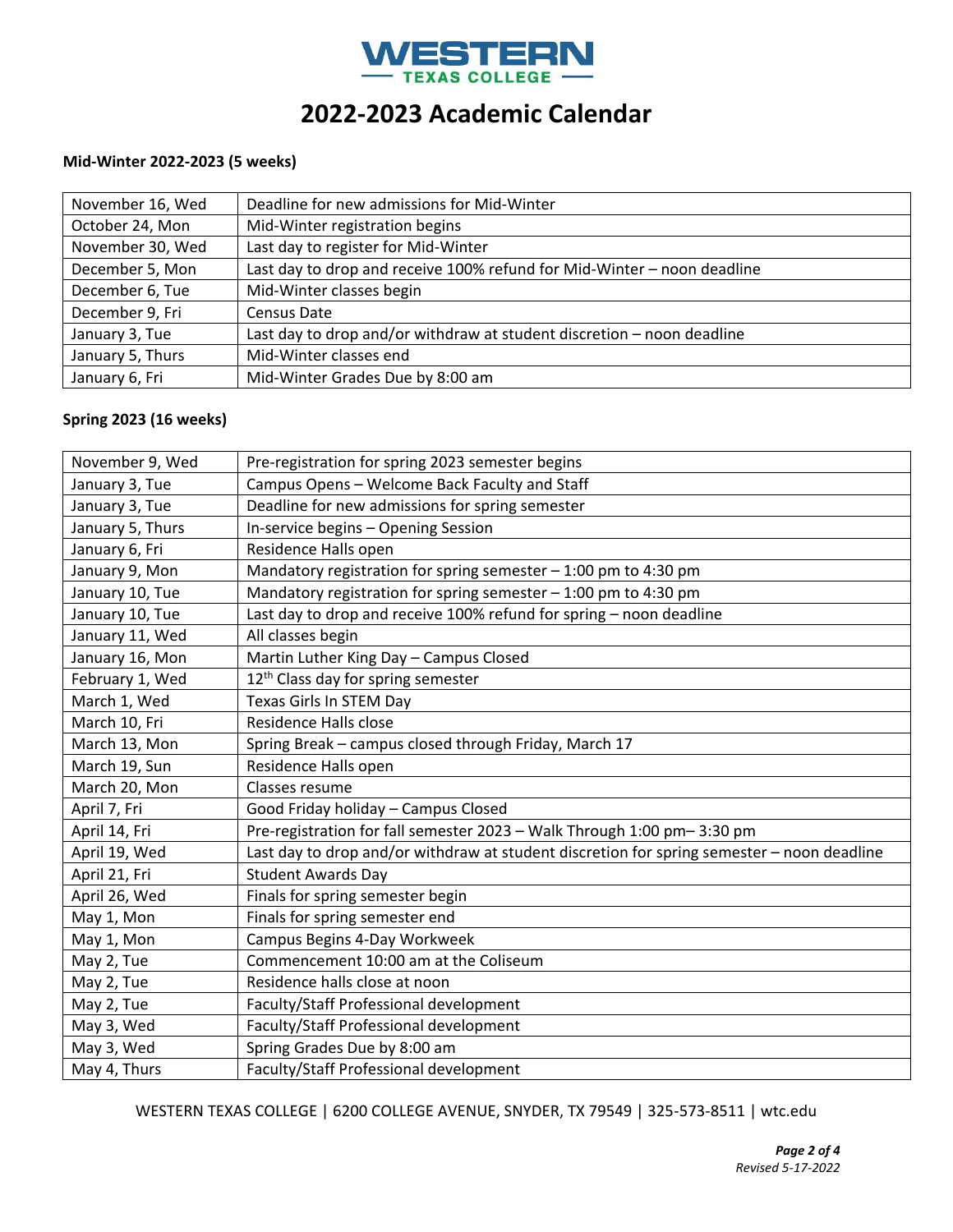# WESTERN TEXAS COLLEGE

# 2022-2023 Academic Calendar

**Mid-Winter 2022-2023 (5 weeks)**

| | |
|---|---|
| November 16, Wed | Deadline for new admissions for Mid-Winter |
| October 24, Mon | Mid-Winter registration begins |
| November 30, Wed | Last day to register for Mid-Winter |
| December 5, Mon | Last day to drop and receive 100% refund for Mid-Winter – noon deadline |
| December 6, Tue | Mid-Winter classes begin |
| December 9, Fri | Census Date |
| January 3, Tue | Last day to drop and/or withdraw at student discretion – noon deadline |
| January 5, Thurs | Mid-Winter classes end |
| January 6, Fri | Mid-Winter Grades Due by 8:00 am |

**Spring 2023 (16 weeks)**

| | |
|---|---|
| November 9, Wed | Pre-registration for spring 2023 semester begins |
| January 3, Tue | Campus Opens – Welcome Back Faculty and Staff |
| January 3, Tue | Deadline for new admissions for spring semester |
| January 5, Thurs | In-service begins – Opening Session |
| January 6, Fri | Residence Halls open |
| January 9, Mon | Mandatory registration for spring semester – 1:00 pm to 4:30 pm |
| January 10, Tue | Mandatory registration for spring semester – 1:00 pm to 4:30 pm |
| January 10, Tue | Last day to drop and receive 100% refund for spring – noon deadline |
| January 11, Wed | All classes begin |
| January 16, Mon | Martin Luther King Day – Campus Closed |
| February 1, Wed | 12th Class day for spring semester |
| March 1, Wed | Texas Girls In STEM Day |
| March 10, Fri | Residence Halls close |
| March 13, Mon | Spring Break – campus closed through Friday, March 17 |
| March 19, Sun | Residence Halls open |
| March 20, Mon | Classes resume |
| April 7, Fri | Good Friday holiday – Campus Closed |
| April 14, Fri | Pre-registration for fall semester 2023 – Walk Through 1:00 pm– 3:30 pm |
| April 19, Wed | Last day to drop and/or withdraw at student discretion for spring semester – noon deadline |
| April 21, Fri | Student Awards Day |
| April 26, Wed | Finals for spring semester begin |
| May 1, Mon | Finals for spring semester end |
| May 1, Mon | Campus Begins 4-Day Workweek |
| May 2, Tue | Commencement 10:00 am at the Coliseum |
| May 2, Tue | Residence halls close at noon |
| May 2, Tue | Faculty/Staff Professional development |
| May 3, Wed | Faculty/Staff Professional development |
| May 3, Wed | Spring Grades Due by 8:00 am |
| May 4, Thurs | Faculty/Staff Professional development |

WESTERN TEXAS COLLEGE | 6200 COLLEGE AVENUE, SNYDER, TX 79549 | 325-573-8511 | wtc.edu

*Revised 5-17-2022*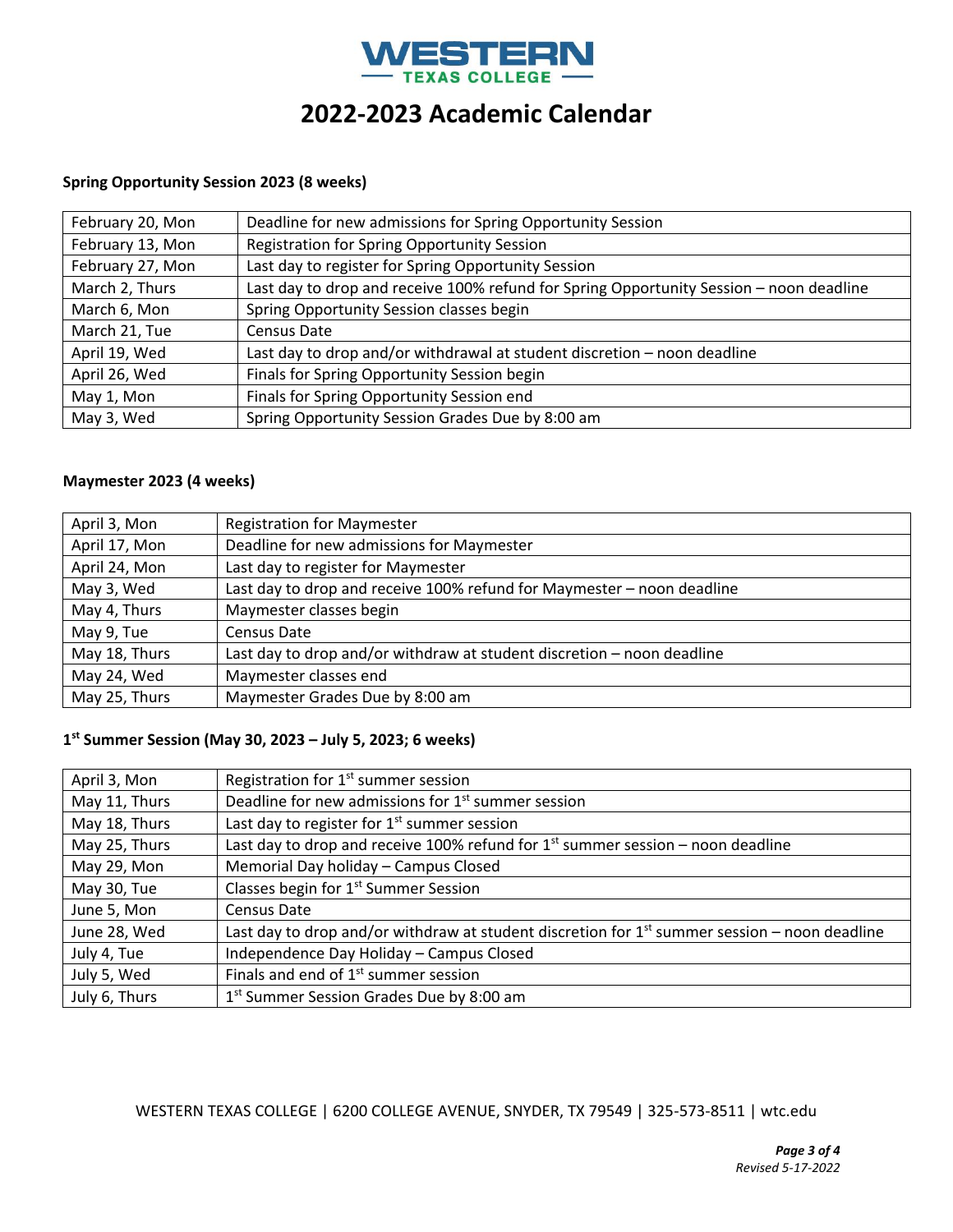# WESTERN TEXAS COLLEGE

# 2022-2023 Academic Calendar

**Spring Opportunity Session 2023 (8 weeks)**

| | |
|---|---|
| February 20, Mon | Deadline for new admissions for Spring Opportunity Session |
| February 13, Mon | Registration for Spring Opportunity Session |
| February 27, Mon | Last day to register for Spring Opportunity Session |
| March 2, Thurs | Last day to drop and receive 100% refund for Spring Opportunity Session – noon deadline |
| March 6, Mon | Spring Opportunity Session classes begin |
| March 21, Tue | Census Date |
| April 19, Wed | Last day to drop and/or withdrawal at student discretion – noon deadline |
| April 26, Wed | Finals for Spring Opportunity Session begin |
| May 1, Mon | Finals for Spring Opportunity Session end |
| May 3, Wed | Spring Opportunity Session Grades Due by 8:00 am |

**Maymester 2023 (4 weeks)**

| | |
|---|---|
| April 3, Mon | Registration for Maymester |
| April 17, Mon | Deadline for new admissions for Maymester |
| April 24, Mon | Last day to register for Maymester |
| May 3, Wed | Last day to drop and receive 100% refund for Maymester – noon deadline |
| May 4, Thurs | Maymester classes begin |
| May 9, Tue | Census Date |
| May 18, Thurs | Last day to drop and/or withdraw at student discretion – noon deadline |
| May 24, Wed | Maymester classes end |
| May 25, Thurs | Maymester Grades Due by 8:00 am |

**1st Summer Session (May 30, 2023 – July 5, 2023; 6 weeks)**

| | |
|---|---|
| April 3, Mon | Registration for 1st summer session |
| May 11, Thurs | Deadline for new admissions for 1st summer session |
| May 18, Thurs | Last day to register for 1st summer session |
| May 25, Thurs | Last day to drop and receive 100% refund for 1st summer session – noon deadline |
| May 29, Mon | Memorial Day holiday – Campus Closed |
| May 30, Tue | Classes begin for 1st Summer Session |
| June 5, Mon | Census Date |
| June 28, Wed | Last day to drop and/or withdraw at student discretion for 1st summer session – noon deadline |
| July 4, Tue | Independence Day Holiday – Campus Closed |
| July 5, Wed | Finals and end of 1st summer session |
| July 6, Thurs | 1st Summer Session Grades Due by 8:00 am |

WESTERN TEXAS COLLEGE | 6200 COLLEGE AVENUE, SNYDER, TX 79549 | 325-573-8511 | wtc.edu

*Revised 5-17-2022*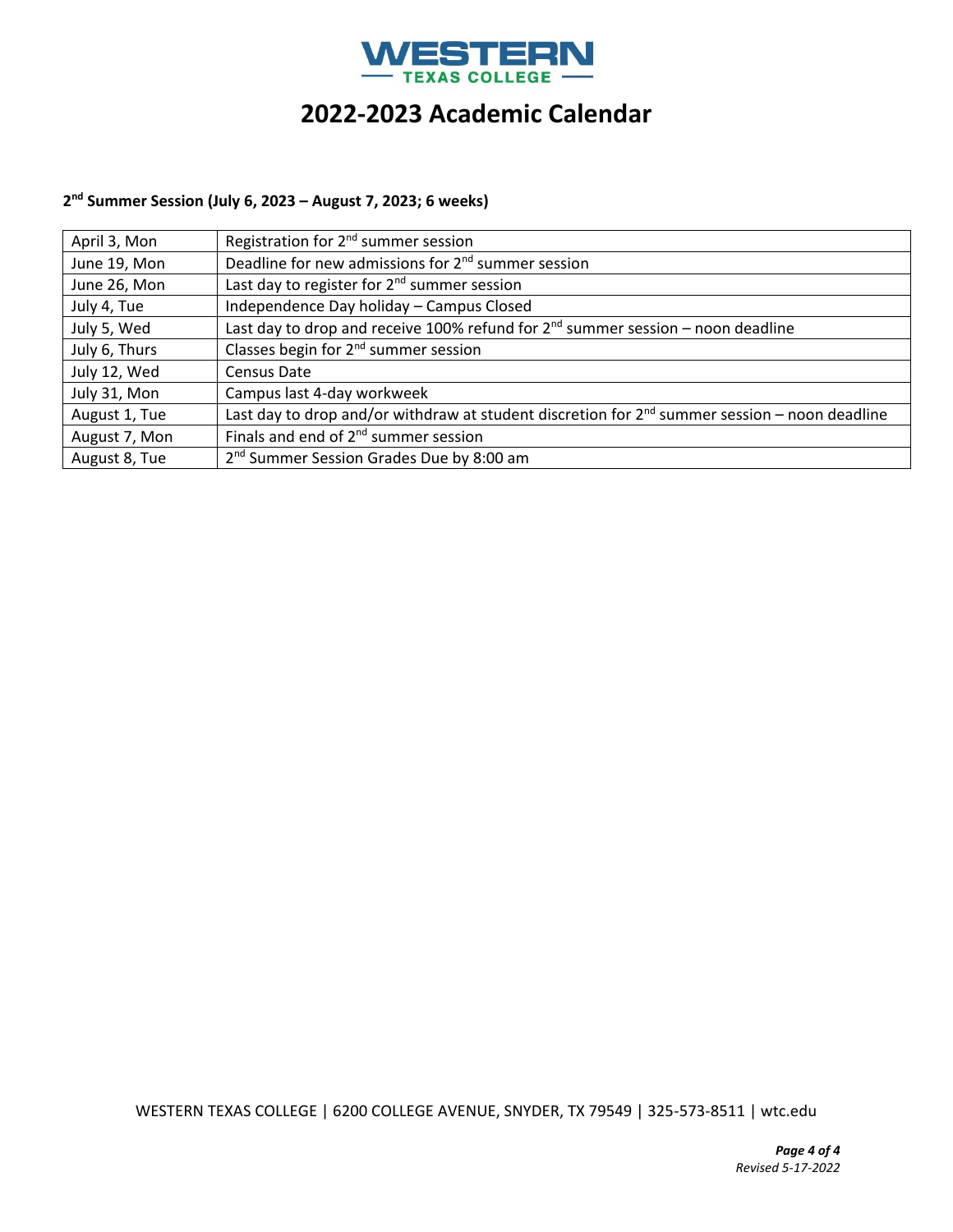# WESTERN TEXAS COLLEGE

# 2022-2023 Academic Calendar

### 2nd Summer Session (July 6, 2023 – August 7, 2023; 6 weeks)

| | |
|---|---|
| April 3, Mon | Registration for 2nd summer session |
| June 19, Mon | Deadline for new admissions for 2nd summer session |
| June 26, Mon | Last day to register for 2nd summer session |
| July 4, Tue | Independence Day holiday – Campus Closed |
| July 5, Wed | Last day to drop and receive 100% refund for 2nd summer session – noon deadline |
| July 6, Thurs | Classes begin for 2nd summer session |
| July 12, Wed | Census Date |
| July 31, Mon | Campus last 4-day workweek |
| August 1, Tue | Last day to drop and/or withdraw at student discretion for 2nd summer session – noon deadline |
| August 7, Mon | Finals and end of 2nd summer session |
| August 8, Tue | 2nd Summer Session Grades Due by 8:00 am |

WESTERN TEXAS COLLEGE | 6200 COLLEGE AVENUE, SNYDER, TX 79549 | 325-573-8511 | wtc.edu

*Revised 5-17-2022*